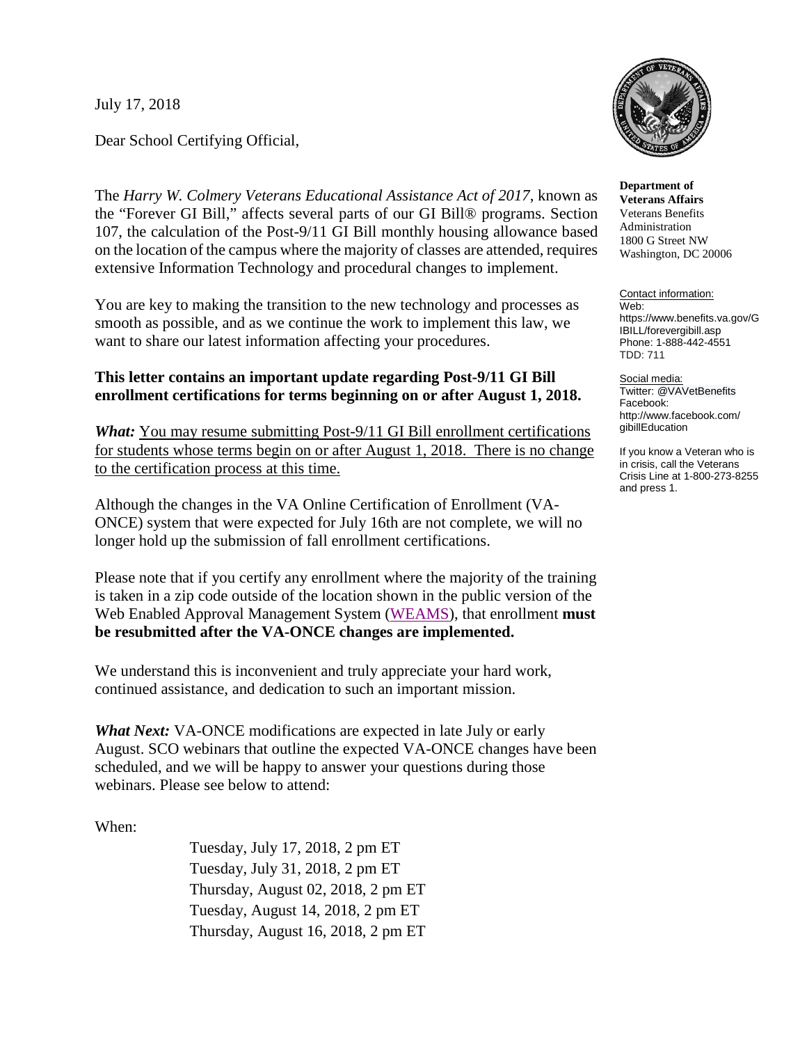July 17, 2018

Dear School Certifying Official,

The *Harry W. Colmery Veterans Educational Assistance Act of 2017*, known as the "Forever GI Bill," affects several parts of our GI Bill® programs. Section 107, the calculation of the Post-9/11 GI Bill monthly housing allowance based on the location of the campus where the majority of classes are attended, requires extensive Information Technology and procedural changes to implement.

You are key to making the transition to the new technology and processes as smooth as possible, and as we continue the work to implement this law, we want to share our latest information affecting your procedures.

**This letter contains an important update regarding Post-9/11 GI Bill enrollment certifications for terms beginning on or after August 1, 2018.**

***What:*** You may resume submitting Post-9/11 GI Bill enrollment certifications for students whose terms begin on or after August 1, 2018. There is no change to the certification process at this time.

Although the changes in the VA Online Certification of Enrollment (VA-ONCE) system that were expected for July 16th are not complete, we will no longer hold up the submission of fall enrollment certifications.

Please note that if you certify any enrollment where the majority of the training is taken in a zip code outside of the location shown in the public version of the Web Enabled Approval Management System (WEAMS), that enrollment **must be resubmitted after the VA-ONCE changes are implemented.**

We understand this is inconvenient and truly appreciate your hard work, continued assistance, and dedication to such an important mission.

***What Next:*** VA-ONCE modifications are expected in late July or early August. SCO webinars that outline the expected VA-ONCE changes have been scheduled, and we will be happy to answer your questions during those webinars. Please see below to attend:

When:

Tuesday, July 17, 2018, 2 pm ET
Tuesday, July 31, 2018, 2 pm ET
Thursday, August 02, 2018, 2 pm ET
Tuesday, August 14, 2018, 2 pm ET
Thursday, August 16, 2018, 2 pm ET

**Department of Veterans Affairs**
Veterans Benefits Administration
1800 G Street NW
Washington, DC 20006

Contact information:
Web: https://www.benefits.va.gov/GIBILL/forevergibill.asp
Phone: 1-888-442-4551
TDD: 711

Social media:
Twitter: @VAVetBenefits
Facebook: http://www.facebook.com/gibillEducation

If you know a Veteran who is in crisis, call the Veterans Crisis Line at 1-800-273-8255 and press 1.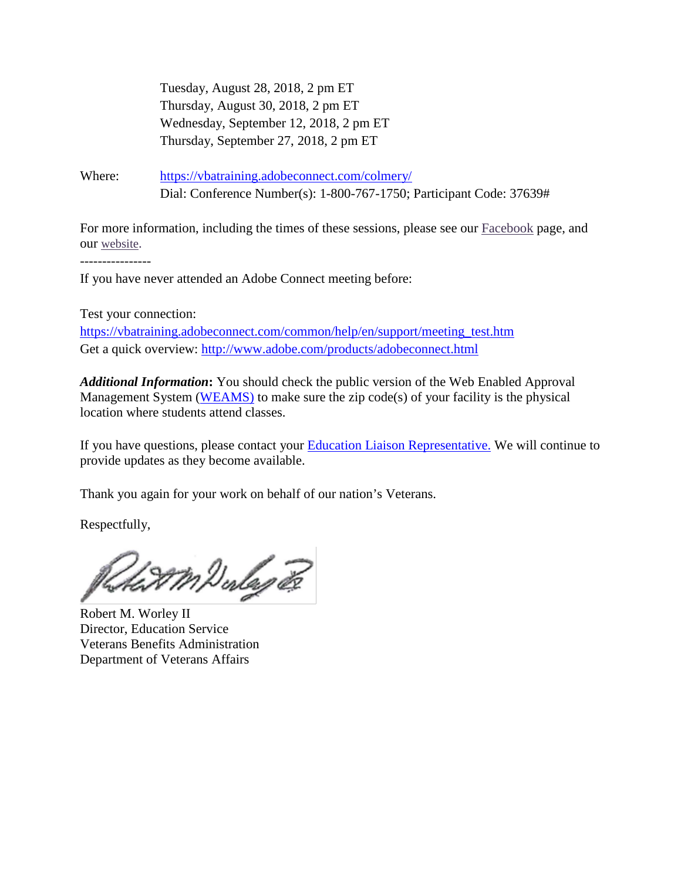Tuesday, August 28, 2018, 2 pm ET
Thursday, August 30, 2018, 2 pm ET
Wednesday, September 12, 2018, 2 pm ET
Thursday, September 27, 2018, 2 pm ET

Where: https://vbatraining.adobeconnect.com/colmery/
Dial: Conference Number(s): 1-800-767-1750; Participant Code: 37639#

For more information, including the times of these sessions, please see our Facebook page, and our website.

----------------

If you have never attended an Adobe Connect meeting before:

Test your connection:
https://vbatraining.adobeconnect.com/common/help/en/support/meeting_test.htm
Get a quick overview: http://www.adobe.com/products/adobeconnect.html

***Additional Information*:** You should check the public version of the Web Enabled Approval Management System (WEAMS) to make sure the zip code(s) of your facility is the physical location where students attend classes.

If you have questions, please contact your Education Liaison Representative. We will continue to provide updates as they become available.

Thank you again for your work on behalf of our nation's Veterans.

Respectfully,

Robert M. Worley II
Director, Education Service
Veterans Benefits Administration
Department of Veterans Affairs